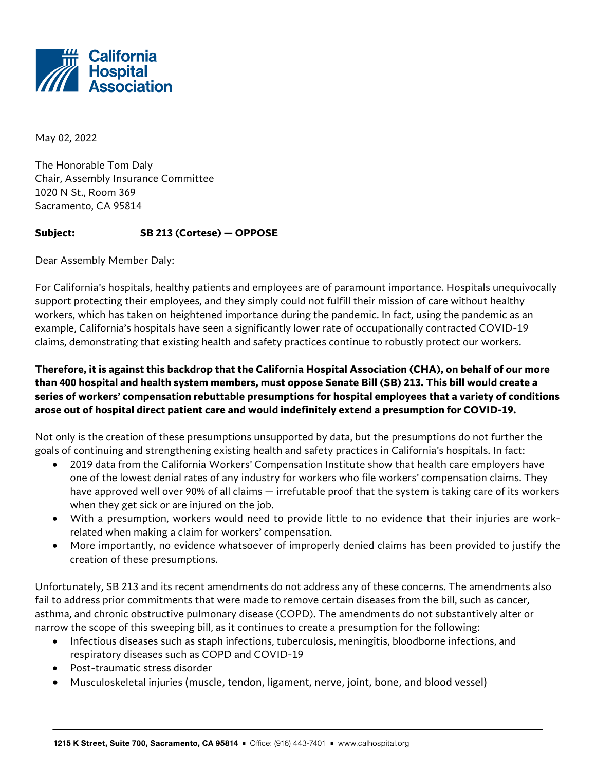California Hospital Association

May 02, 2022

The Honorable Tom Daly
Chair, Assembly Insurance Committee
1020 N St., Room 369
Sacramento, CA 95814

**Subject: SB 213 (Cortese) — OPPOSE**

Dear Assembly Member Daly:

For California's hospitals, healthy patients and employees are of paramount importance. Hospitals unequivocally support protecting their employees, and they simply could not fulfill their mission of care without healthy workers, which has taken on heightened importance during the pandemic. In fact, using the pandemic as an example, California's hospitals have seen a significantly lower rate of occupationally contracted COVID-19 claims, demonstrating that existing health and safety practices continue to robustly protect our workers.

**Therefore, it is against this backdrop that the California Hospital Association (CHA), on behalf of our more than 400 hospital and health system members, must oppose Senate Bill (SB) 213. This bill would create a series of workers' compensation rebuttable presumptions for hospital employees that a variety of conditions arose out of hospital direct patient care and would indefinitely extend a presumption for COVID-19.**

Not only is the creation of these presumptions unsupported by data, but the presumptions do not further the goals of continuing and strengthening existing health and safety practices in California's hospitals. In fact:

- 2019 data from the California Workers' Compensation Institute show that health care employers have one of the lowest denial rates of any industry for workers who file workers' compensation claims. They have approved well over 90% of all claims — irrefutable proof that the system is taking care of its workers when they get sick or are injured on the job.
- With a presumption, workers would need to provide little to no evidence that their injuries are work-related when making a claim for workers' compensation.
- More importantly, no evidence whatsoever of improperly denied claims has been provided to justify the creation of these presumptions.

Unfortunately, SB 213 and its recent amendments do not address any of these concerns. The amendments also fail to address prior commitments that were made to remove certain diseases from the bill, such as cancer, asthma, and chronic obstructive pulmonary disease (COPD). The amendments do not substantively alter or narrow the scope of this sweeping bill, as it continues to create a presumption for the following:

- Infectious diseases such as staph infections, tuberculosis, meningitis, bloodborne infections, and respiratory diseases such as COPD and COVID-19
- Post-traumatic stress disorder
- Musculoskeletal injuries (muscle, tendon, ligament, nerve, joint, bone, and blood vessel)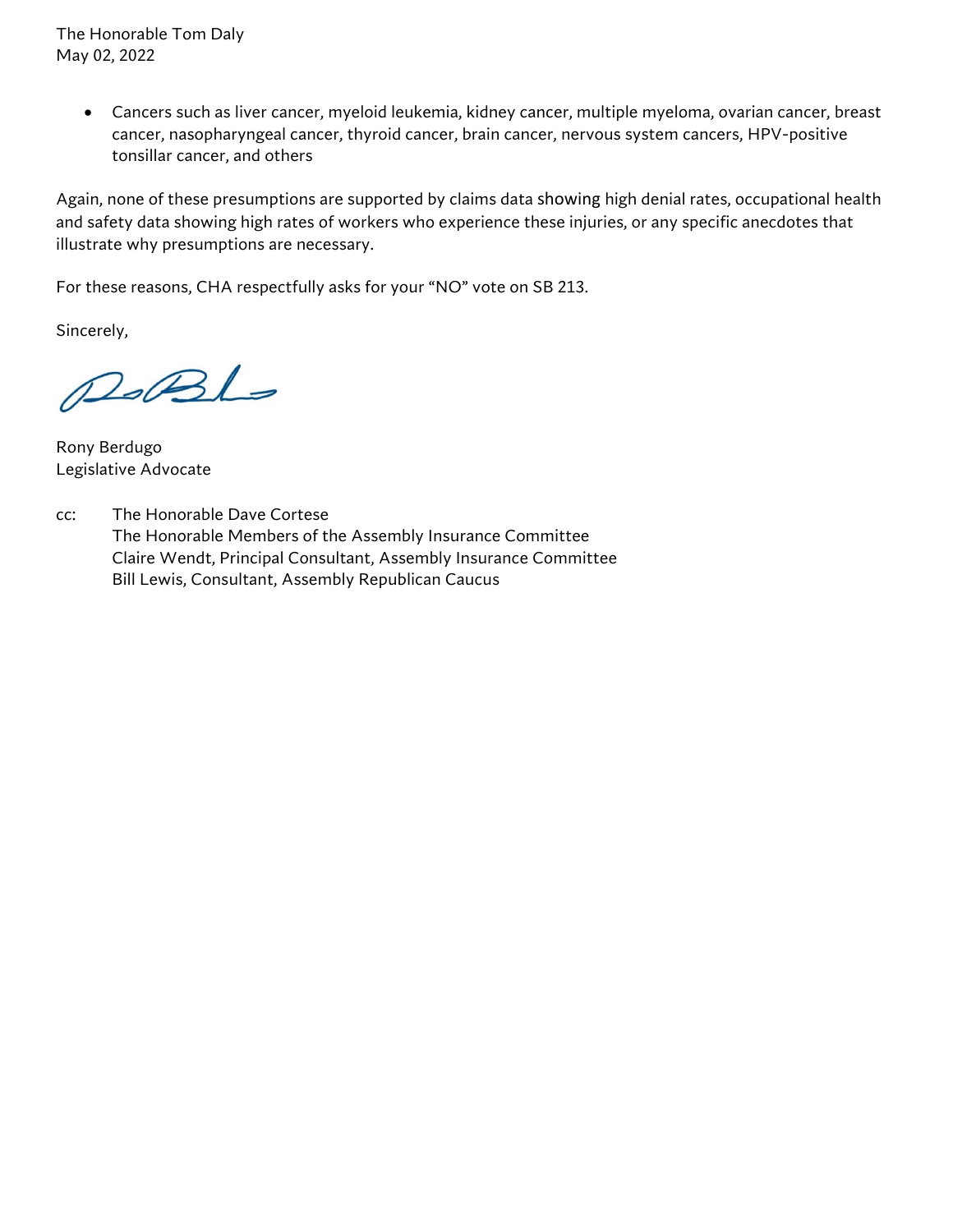The Honorable Tom Daly
May 02, 2022

- Cancers such as liver cancer, myeloid leukemia, kidney cancer, multiple myeloma, ovarian cancer, breast cancer, nasopharyngeal cancer, thyroid cancer, brain cancer, nervous system cancers, HPV-positive tonsillar cancer, and others

Again, none of these presumptions are supported by claims data showing high denial rates, occupational health and safety data showing high rates of workers who experience these injuries, or any specific anecdotes that illustrate why presumptions are necessary.

For these reasons, CHA respectfully asks for your "NO" vote on SB 213.

Sincerely,

Rony Berdugo
Legislative Advocate

cc: The Honorable Dave Cortese
The Honorable Members of the Assembly Insurance Committee
Claire Wendt, Principal Consultant, Assembly Insurance Committee
Bill Lewis, Consultant, Assembly Republican Caucus